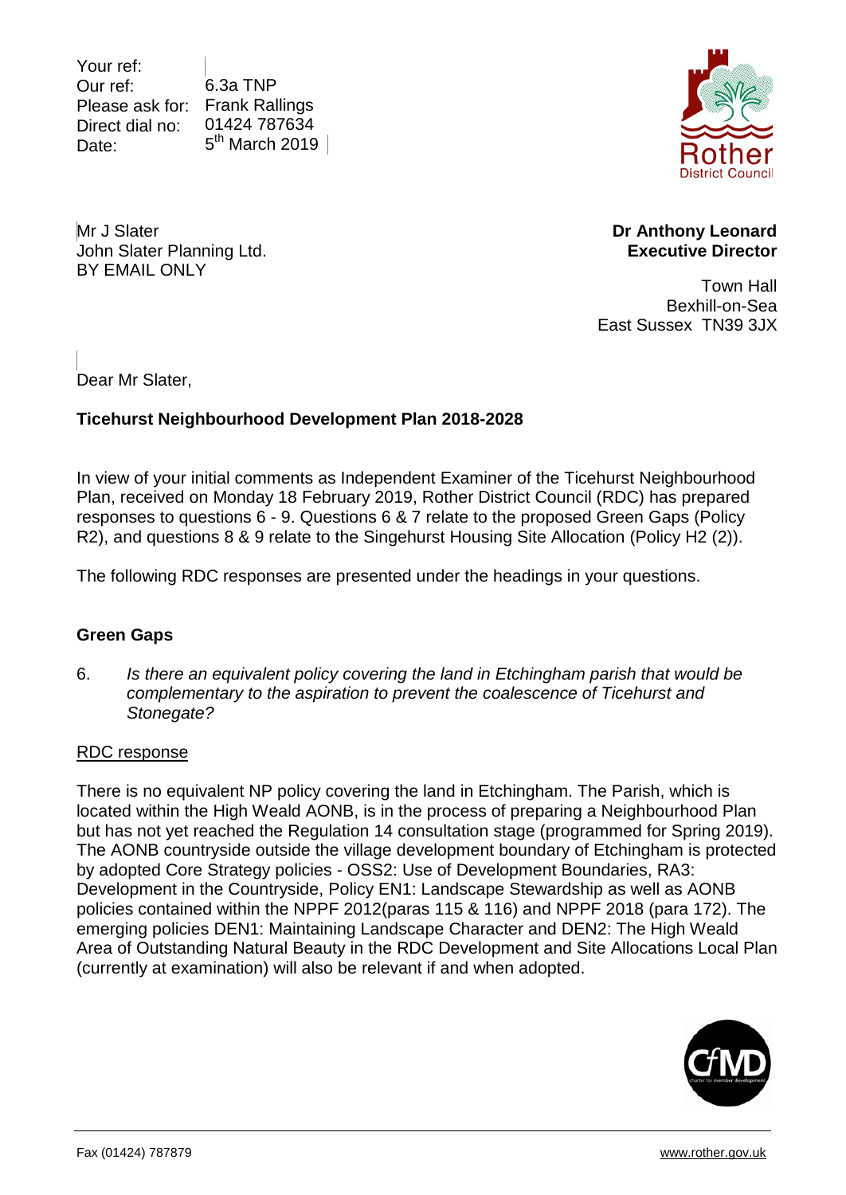| | |
|---|---|
| Your ref: | |
| Our ref: | 6.3a TNP |
| Please ask for: | Frank Rallings |
| Direct dial no: | 01424 787634 |
| Date: | 5th March 2019 |

Mr J Slater
John Slater Planning Ltd.
BY EMAIL ONLY

**Dr Anthony Leonard**
**Executive Director**

Town Hall
Bexhill-on-Sea
East Sussex TN39 3JX

Dear Mr Slater,

**Ticehurst Neighbourhood Development Plan 2018-2028**

In view of your initial comments as Independent Examiner of the Ticehurst Neighbourhood Plan, received on Monday 18 February 2019, Rother District Council (RDC) has prepared responses to questions 6 - 9. Questions 6 & 7 relate to the proposed Green Gaps (Policy R2), and questions 8 & 9 relate to the Singehurst Housing Site Allocation (Policy H2 (2)).

The following RDC responses are presented under the headings in your questions.

**Green Gaps**

6. *Is there an equivalent policy covering the land in Etchingham parish that would be complementary to the aspiration to prevent the coalescence of Ticehurst and Stonegate?*

<u>RDC response</u>

There is no equivalent NP policy covering the land in Etchingham. The Parish, which is located within the High Weald AONB, is in the process of preparing a Neighbourhood Plan but has not yet reached the Regulation 14 consultation stage (programmed for Spring 2019). The AONB countryside outside the village development boundary of Etchingham is protected by adopted Core Strategy policies - OSS2: Use of Development Boundaries, RA3: Development in the Countryside, Policy EN1: Landscape Stewardship as well as AONB policies contained within the NPPF 2012(paras 115 & 116) and NPPF 2018 (para 172). The emerging policies DEN1: Maintaining Landscape Character and DEN2: The High Weald Area of Outstanding Natural Beauty in the RDC Development and Site Allocations Local Plan (currently at examination) will also be relevant if and when adopted.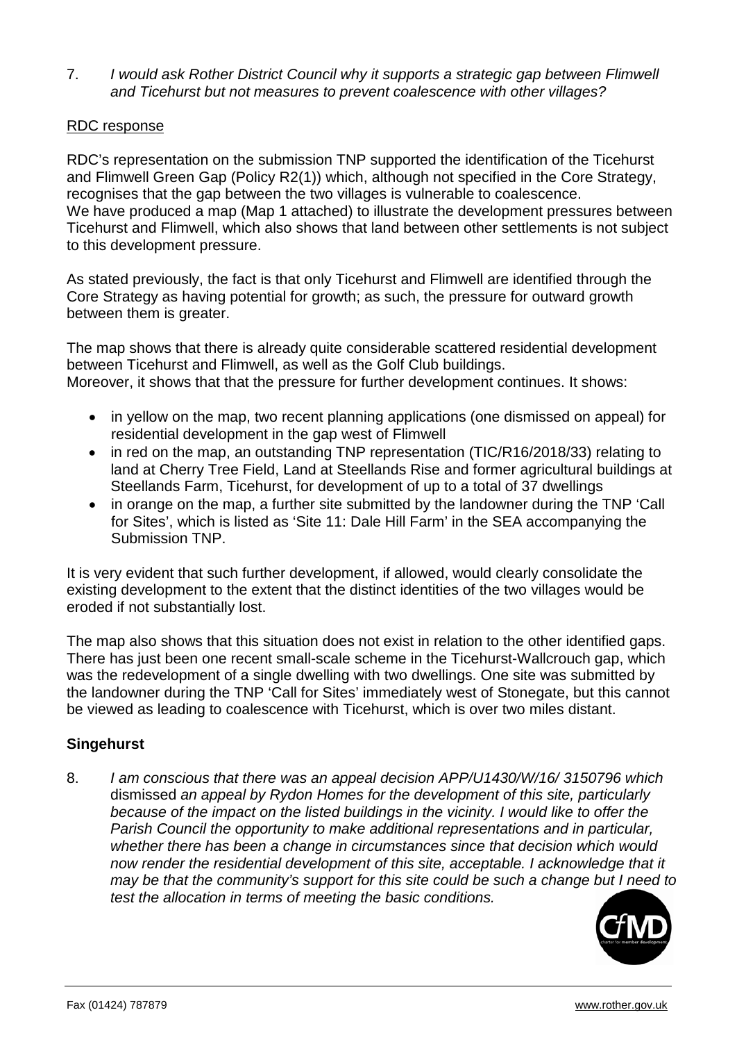7. *I would ask Rother District Council why it supports a strategic gap between Flimwell and Ticehurst but not measures to prevent coalescence with other villages?*

RDC response

RDC's representation on the submission TNP supported the identification of the Ticehurst and Flimwell Green Gap (Policy R2(1)) which, although not specified in the Core Strategy, recognises that the gap between the two villages is vulnerable to coalescence. We have produced a map (Map 1 attached) to illustrate the development pressures between Ticehurst and Flimwell, which also shows that land between other settlements is not subject to this development pressure.

As stated previously, the fact is that only Ticehurst and Flimwell are identified through the Core Strategy as having potential for growth; as such, the pressure for outward growth between them is greater.

The map shows that there is already quite considerable scattered residential development between Ticehurst and Flimwell, as well as the Golf Club buildings.
Moreover, it shows that that the pressure for further development continues. It shows:

- in yellow on the map, two recent planning applications (one dismissed on appeal) for residential development in the gap west of Flimwell
- in red on the map, an outstanding TNP representation (TIC/R16/2018/33) relating to land at Cherry Tree Field, Land at Steellands Rise and former agricultural buildings at Steellands Farm, Ticehurst, for development of up to a total of 37 dwellings
- in orange on the map, a further site submitted by the landowner during the TNP 'Call for Sites', which is listed as 'Site 11: Dale Hill Farm' in the SEA accompanying the Submission TNP.

It is very evident that such further development, if allowed, would clearly consolidate the existing development to the extent that the distinct identities of the two villages would be eroded if not substantially lost.

The map also shows that this situation does not exist in relation to the other identified gaps. There has just been one recent small-scale scheme in the Ticehurst-Wallcrouch gap, which was the redevelopment of a single dwelling with two dwellings. One site was submitted by the landowner during the TNP 'Call for Sites' immediately west of Stonegate, but this cannot be viewed as leading to coalescence with Ticehurst, which is over two miles distant.

**Singehurst**

8. *I am conscious that there was an appeal decision APP/U1430/W/16/ 3150796 which* dismissed *an appeal by Rydon Homes for the development of this site, particularly because of the impact on the listed buildings in the vicinity. I would like to offer the Parish Council the opportunity to make additional representations and in particular, whether there has been a change in circumstances since that decision which would now render the residential development of this site, acceptable. I acknowledge that it may be that the community's support for this site could be such a change but I need to test the allocation in terms of meeting the basic conditions.*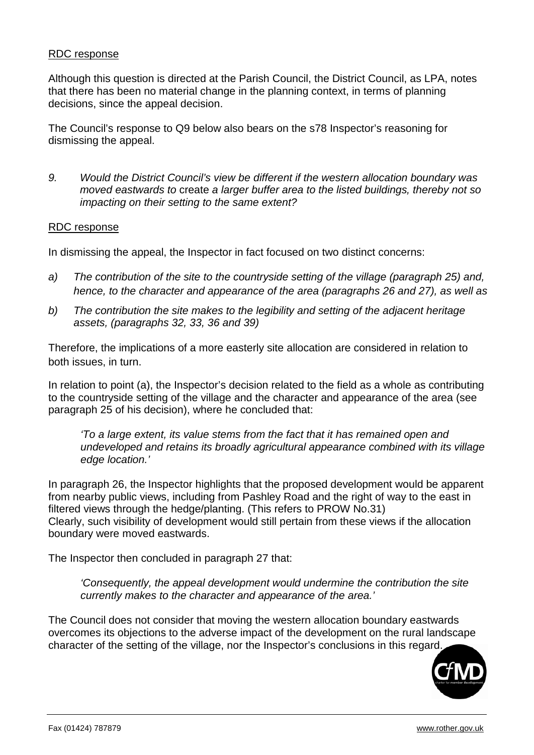RDC response

Although this question is directed at the Parish Council, the District Council, as LPA, notes that there has been no material change in the planning context, in terms of planning decisions, since the appeal decision.

The Council's response to Q9 below also bears on the s78 Inspector's reasoning for dismissing the appeal.

9. *Would the District Council's view be different if the western allocation boundary was moved eastwards to* create *a larger buffer area to the listed buildings, thereby not so impacting on their setting to the same extent?*

RDC response

In dismissing the appeal, the Inspector in fact focused on two distinct concerns:

a) *The contribution of the site to the countryside setting of the village (paragraph 25) and, hence, to the character and appearance of the area (paragraphs 26 and 27), as well as*

b) *The contribution the site makes to the legibility and setting of the adjacent heritage assets, (paragraphs 32, 33, 36 and 39)*

Therefore, the implications of a more easterly site allocation are considered in relation to both issues, in turn.

In relation to point (a), the Inspector's decision related to the field as a whole as contributing to the countryside setting of the village and the character and appearance of the area (see paragraph 25 of his decision), where he concluded that:

> *'To a large extent, its value stems from the fact that it has remained open and undeveloped and retains its broadly agricultural appearance combined with its village edge location.'*

In paragraph 26, the Inspector highlights that the proposed development would be apparent from nearby public views, including from Pashley Road and the right of way to the east in filtered views through the hedge/planting. (This refers to PROW No.31)
Clearly, such visibility of development would still pertain from these views if the allocation boundary were moved eastwards.

The Inspector then concluded in paragraph 27 that:

> *'Consequently, the appeal development would undermine the contribution the site currently makes to the character and appearance of the area.'*

The Council does not consider that moving the western allocation boundary eastwards overcomes its objections to the adverse impact of the development on the rural landscape character of the setting of the village, nor the Inspector's conclusions in this regard.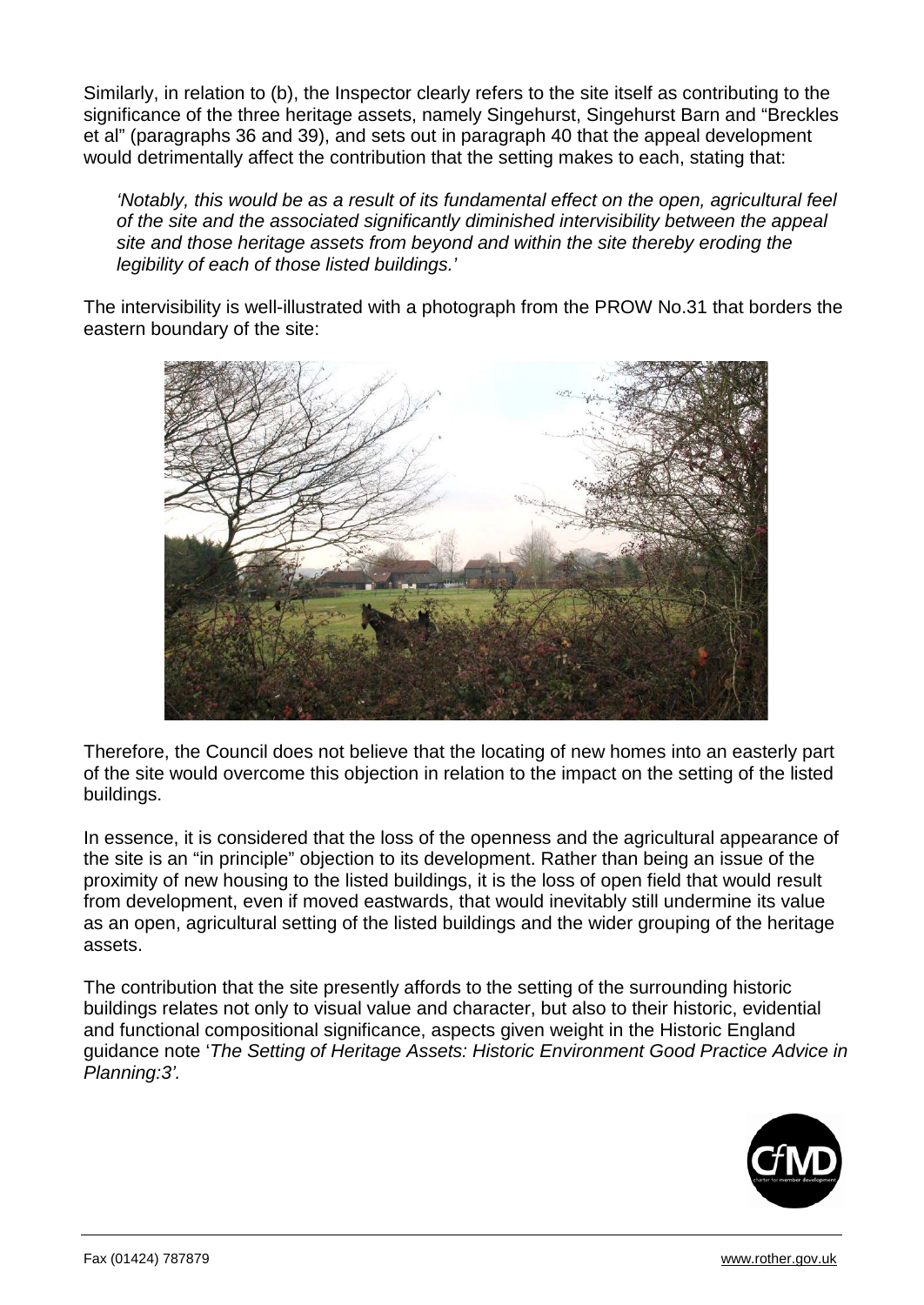Similarly, in relation to (b), the Inspector clearly refers to the site itself as contributing to the significance of the three heritage assets, namely Singehurst, Singehurst Barn and "Breckles et al" (paragraphs 36 and 39), and sets out in paragraph 40 that the appeal development would detrimentally affect the contribution that the setting makes to each, stating that:

> *'Notably, this would be as a result of its fundamental effect on the open, agricultural feel of the site and the associated significantly diminished intervisibility between the appeal site and those heritage assets from beyond and within the site thereby eroding the legibility of each of those listed buildings.'*

The intervisibility is well-illustrated with a photograph from the PROW No.31 that borders the eastern boundary of the site:

Therefore, the Council does not believe that the locating of new homes into an easterly part of the site would overcome this objection in relation to the impact on the setting of the listed buildings.

In essence, it is considered that the loss of the openness and the agricultural appearance of the site is an "in principle" objection to its development. Rather than being an issue of the proximity of new housing to the listed buildings, it is the loss of open field that would result from development, even if moved eastwards, that would inevitably still undermine its value as an open, agricultural setting of the listed buildings and the wider grouping of the heritage assets.

The contribution that the site presently affords to the setting of the surrounding historic buildings relates not only to visual value and character, but also to their historic, evidential and functional compositional significance, aspects given weight in the Historic England guidance note '*The Setting of Heritage Assets: Historic Environment Good Practice Advice in Planning:3'.*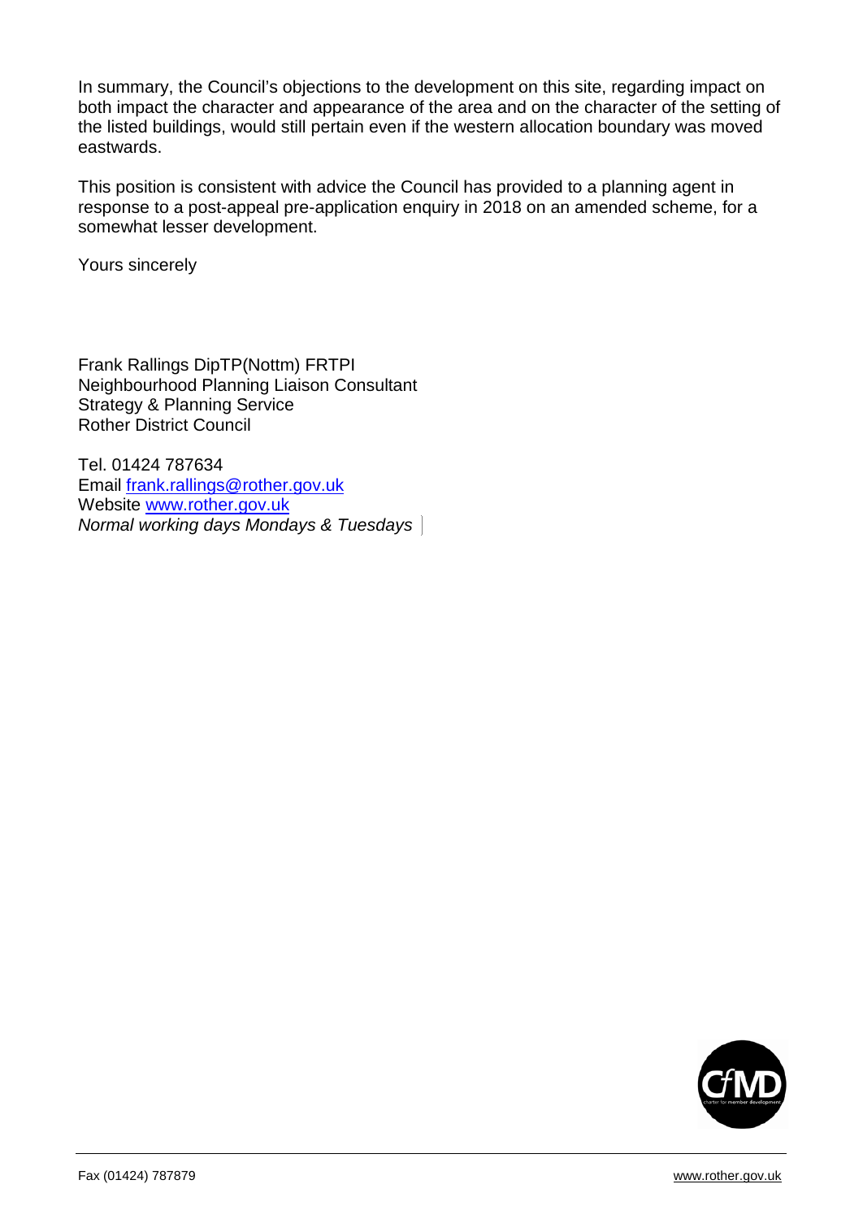In summary, the Council's objections to the development on this site, regarding impact on both impact the character and appearance of the area and on the character of the setting of the listed buildings, would still pertain even if the western allocation boundary was moved eastwards.

This position is consistent with advice the Council has provided to a planning agent in response to a post-appeal pre-application enquiry in 2018 on an amended scheme, for a somewhat lesser development.

Yours sincerely

Frank Rallings DipTP(Nottm) FRTPI
Neighbourhood Planning Liaison Consultant
Strategy & Planning Service
Rother District Council

Tel. 01424 787634
Email [frank.rallings@rother.gov.uk](mailto:frank.rallings@rother.gov.uk)
Website [www.rother.gov.uk](http://www.rother.gov.uk)
*Normal working days Mondays & Tuesdays*

Fax (01424) 787879